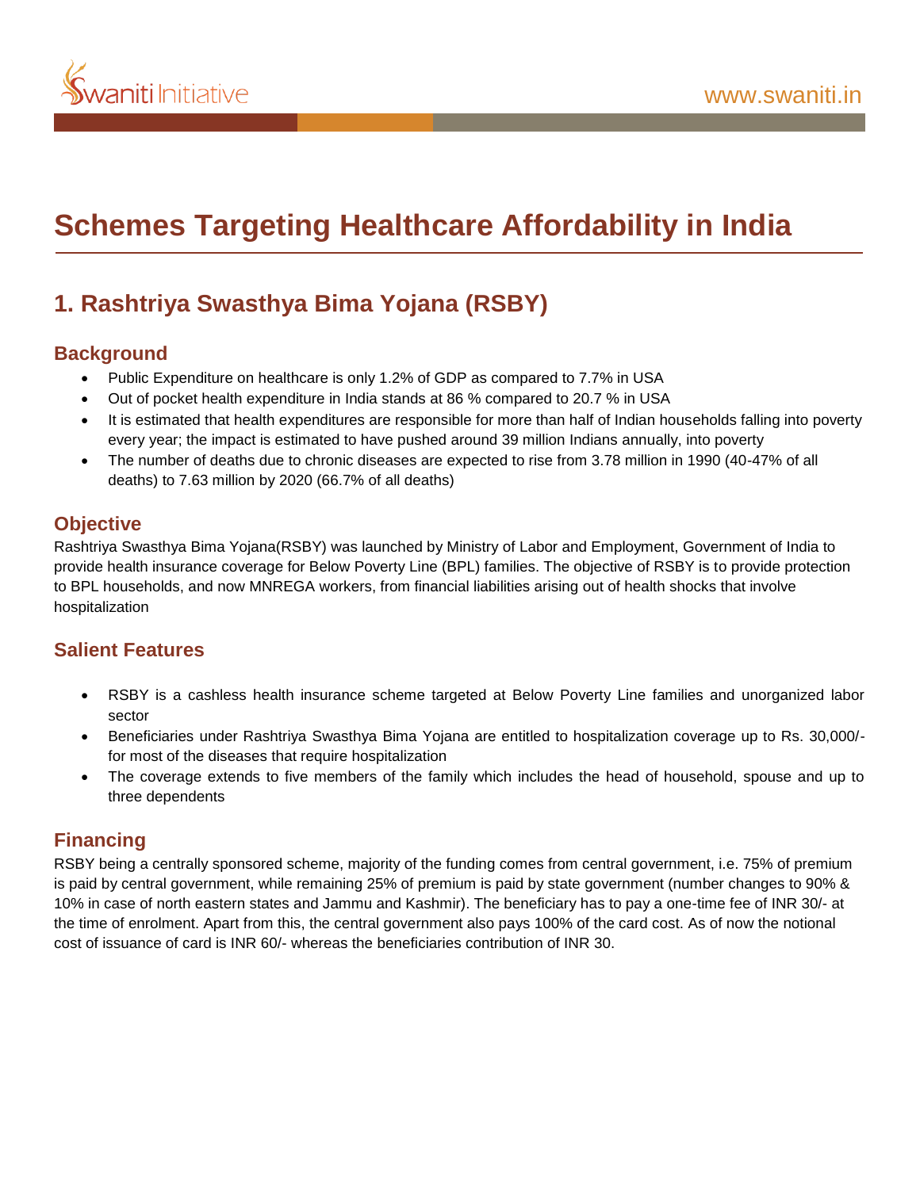# Schemes Targeting Healthcare Affordability in India

## 1. Rashtriya Swasthya Bima Yojana (RSBY)

### Background

- Public Expenditure on healthcare is only 1.2% of GDP as compared to 7.7% in USA
- Out of pocket health expenditure in India stands at 86 % compared to 20.7 % in USA
- It is estimated that health expenditures are responsible for more than half of Indian households falling into poverty every year; the impact is estimated to have pushed around 39 million Indians annually, into poverty
- The number of deaths due to chronic diseases are expected to rise from 3.78 million in 1990 (40-47% of all deaths) to 7.63 million by 2020 (66.7% of all deaths)

### Objective

Rashtriya Swasthya Bima Yojana(RSBY) was launched by Ministry of Labor and Employment, Government of India to provide health insurance coverage for Below Poverty Line (BPL) families. The objective of RSBY is to provide protection to BPL households, and now MNREGA workers, from financial liabilities arising out of health shocks that involve hospitalization

### Salient Features

- RSBY is a cashless health insurance scheme targeted at Below Poverty Line families and unorganized labor sector
- Beneficiaries under Rashtriya Swasthya Bima Yojana are entitled to hospitalization coverage up to Rs. 30,000/- for most of the diseases that require hospitalization
- The coverage extends to five members of the family which includes the head of household, spouse and up to three dependents

### Financing

RSBY being a centrally sponsored scheme, majority of the funding comes from central government, i.e. 75% of premium is paid by central government, while remaining 25% of premium is paid by state government (number changes to 90% & 10% in case of north eastern states and Jammu and Kashmir). The beneficiary has to pay a one-time fee of INR 30/- at the time of enrolment. Apart from this, the central government also pays 100% of the card cost. As of now the notional cost of issuance of card is INR 60/- whereas the beneficiaries contribution of INR 30.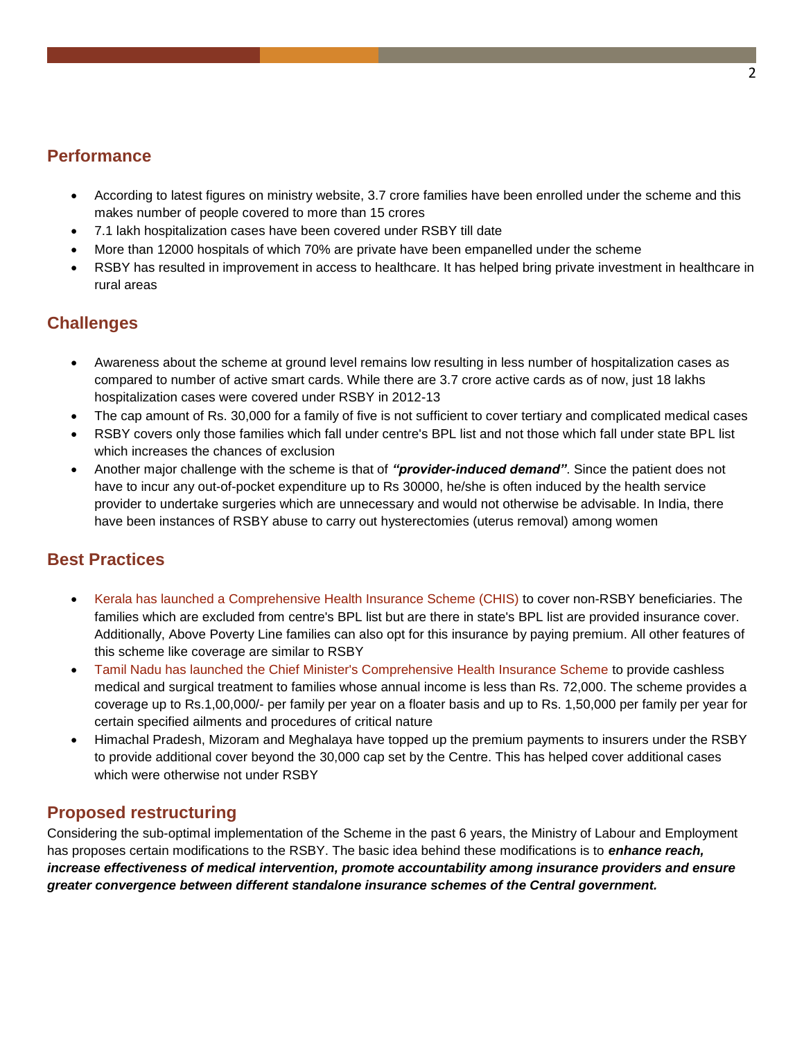## Performance

- According to latest figures on ministry website, 3.7 crore families have been enrolled under the scheme and this makes number of people covered to more than 15 crores
- 7.1 lakh hospitalization cases have been covered under RSBY till date
- More than 12000 hospitals of which 70% are private have been empanelled under the scheme
- RSBY has resulted in improvement in access to healthcare. It has helped bring private investment in healthcare in rural areas

## Challenges

- Awareness about the scheme at ground level remains low resulting in less number of hospitalization cases as compared to number of active smart cards. While there are 3.7 crore active cards as of now, just 18 lakhs hospitalization cases were covered under RSBY in 2012-13
- The cap amount of Rs. 30,000 for a family of five is not sufficient to cover tertiary and complicated medical cases
- RSBY covers only those families which fall under centre's BPL list and not those which fall under state BPL list which increases the chances of exclusion
- Another major challenge with the scheme is that of ***"provider-induced demand"***. Since the patient does not have to incur any out-of-pocket expenditure up to Rs 30000, he/she is often induced by the health service provider to undertake surgeries which are unnecessary and would not otherwise be advisable. In India, there have been instances of RSBY abuse to carry out hysterectomies (uterus removal) among women

## Best Practices

- Kerala has launched a Comprehensive Health Insurance Scheme (CHIS) to cover non-RSBY beneficiaries. The families which are excluded from centre's BPL list but are there in state's BPL list are provided insurance cover. Additionally, Above Poverty Line families can also opt for this insurance by paying premium. All other features of this scheme like coverage are similar to RSBY
- Tamil Nadu has launched the Chief Minister's Comprehensive Health Insurance Scheme to provide cashless medical and surgical treatment to families whose annual income is less than Rs. 72,000. The scheme provides a coverage up to Rs.1,00,000/- per family per year on a floater basis and up to Rs. 1,50,000 per family per year for certain specified ailments and procedures of critical nature
- Himachal Pradesh, Mizoram and Meghalaya have topped up the premium payments to insurers under the RSBY to provide additional cover beyond the 30,000 cap set by the Centre. This has helped cover additional cases which were otherwise not under RSBY

## Proposed restructuring

Considering the sub-optimal implementation of the Scheme in the past 6 years, the Ministry of Labour and Employment has proposes certain modifications to the RSBY. The basic idea behind these modifications is to ***enhance reach, increase effectiveness of medical intervention, promote accountability among insurance providers and ensure greater convergence between different standalone insurance schemes of the Central government.***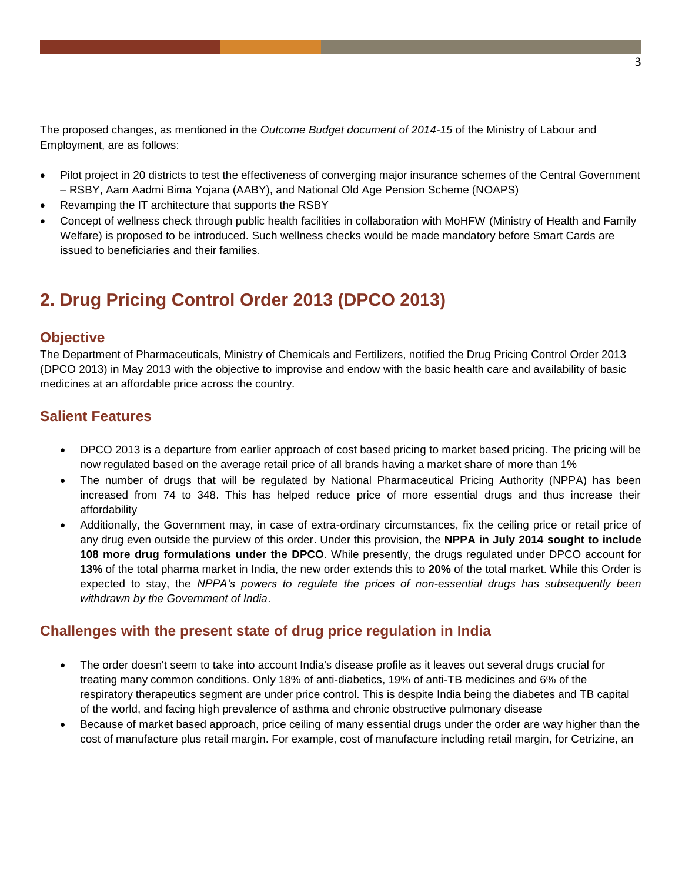The proposed changes, as mentioned in the *Outcome Budget document of 2014-15* of the Ministry of Labour and Employment, are as follows:

- Pilot project in 20 districts to test the effectiveness of converging major insurance schemes of the Central Government – RSBY, Aam Aadmi Bima Yojana (AABY), and National Old Age Pension Scheme (NOAPS)
- Revamping the IT architecture that supports the RSBY
- Concept of wellness check through public health facilities in collaboration with MoHFW (Ministry of Health and Family Welfare) is proposed to be introduced. Such wellness checks would be made mandatory before Smart Cards are issued to beneficiaries and their families.

## 2. Drug Pricing Control Order 2013 (DPCO 2013)

### Objective

The Department of Pharmaceuticals, Ministry of Chemicals and Fertilizers, notified the Drug Pricing Control Order 2013 (DPCO 2013) in May 2013 with the objective to improvise and endow with the basic health care and availability of basic medicines at an affordable price across the country.

### Salient Features

- DPCO 2013 is a departure from earlier approach of cost based pricing to market based pricing. The pricing will be now regulated based on the average retail price of all brands having a market share of more than 1%
- The number of drugs that will be regulated by National Pharmaceutical Pricing Authority (NPPA) has been increased from 74 to 348. This has helped reduce price of more essential drugs and thus increase their affordability
- Additionally, the Government may, in case of extra-ordinary circumstances, fix the ceiling price or retail price of any drug even outside the purview of this order. Under this provision, the **NPPA in July 2014 sought to include 108 more drug formulations under the DPCO**. While presently, the drugs regulated under DPCO account for **13%** of the total pharma market in India, the new order extends this to **20%** of the total market. While this Order is expected to stay, the *NPPA's powers to regulate the prices of non-essential drugs has subsequently been withdrawn by the Government of India*.

### Challenges with the present state of drug price regulation in India

- The order doesn't seem to take into account India's disease profile as it leaves out several drugs crucial for treating many common conditions. Only 18% of anti-diabetics, 19% of anti-TB medicines and 6% of the respiratory therapeutics segment are under price control. This is despite India being the diabetes and TB capital of the world, and facing high prevalence of asthma and chronic obstructive pulmonary disease
- Because of market based approach, price ceiling of many essential drugs under the order are way higher than the cost of manufacture plus retail margin. For example, cost of manufacture including retail margin, for Cetrizine, an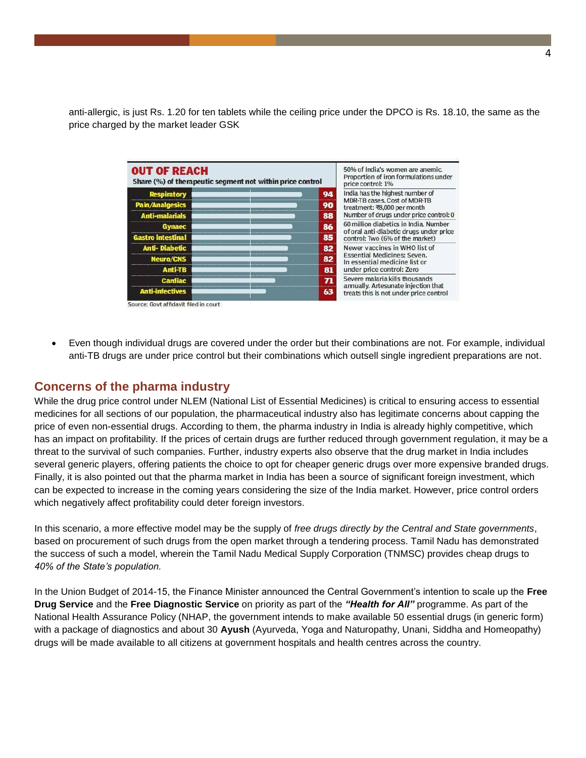anti-allergic, is just Rs. 1.20 for ten tablets while the ceiling price under the DPCO is Rs. 18.10, the same as the price charged by the market leader GSK

**OUT OF REACH**

Share (%) of therapeutic segment not within price control

| Segment | Share (%) |
|---|---|
| Respiratory | 94 |
| Pain/Analgesics | 90 |
| Anti-malarials | 88 |
| Gynaec | 86 |
| Gastro intestinal | 85 |
| Anti- Diabetic | 82 |
| Neuro/CNS | 82 |
| Anti-TB | 81 |
| Cardiac | 71 |
| Anti-infectives | 63 |

- 50% of India's women are anemic. Proportion of iron formulations under price control: 1%
- India has the highest number of MDR-TB cases. Cost of MDR-TB treatment: ₹8,000 per month. Number of drugs under price control: 0
- 60 million diabetics in India. Number of oral anti-diabetic drugs under price control: Two (6% of the market)
- Newer vaccines in WHO list of Essential Medicines: Seven. In essential medicine list or under price control: Zero
- Severe malaria kills thousands annually. Artesunate injection that treats this is not under price control

Source: Govt affidavit filed in court

- Even though individual drugs are covered under the order but their combinations are not. For example, individual anti-TB drugs are under price control but their combinations which outsell single ingredient preparations are not.

## Concerns of the pharma industry

While the drug price control under NLEM (National List of Essential Medicines) is critical to ensuring access to essential medicines for all sections of our population, the pharmaceutical industry also has legitimate concerns about capping the price of even non-essential drugs. According to them, the pharma industry in India is already highly competitive, which has an impact on profitability. If the prices of certain drugs are further reduced through government regulation, it may be a threat to the survival of such companies. Further, industry experts also observe that the drug market in India includes several generic players, offering patients the choice to opt for cheaper generic drugs over more expensive branded drugs. Finally, it is also pointed out that the pharma market in India has been a source of significant foreign investment, which can be expected to increase in the coming years considering the size of the India market. However, price control orders which negatively affect profitability could deter foreign investors.

In this scenario, a more effective model may be the supply of *free drugs directly by the Central and State governments*, based on procurement of such drugs from the open market through a tendering process. Tamil Nadu has demonstrated the success of such a model, wherein the Tamil Nadu Medical Supply Corporation (TNMSC) provides cheap drugs to *40% of the State's population.*

In the Union Budget of 2014-15, the Finance Minister announced the Central Government's intention to scale up the **Free Drug Service** and the **Free Diagnostic Service** on priority as part of the ***"Health for All"*** programme. As part of the National Health Assurance Policy (NHAP, the government intends to make available 50 essential drugs (in generic form) with a package of diagnostics and about 30 **Ayush** (Ayurveda, Yoga and Naturopathy, Unani, Siddha and Homeopathy) drugs will be made available to all citizens at government hospitals and health centres across the country.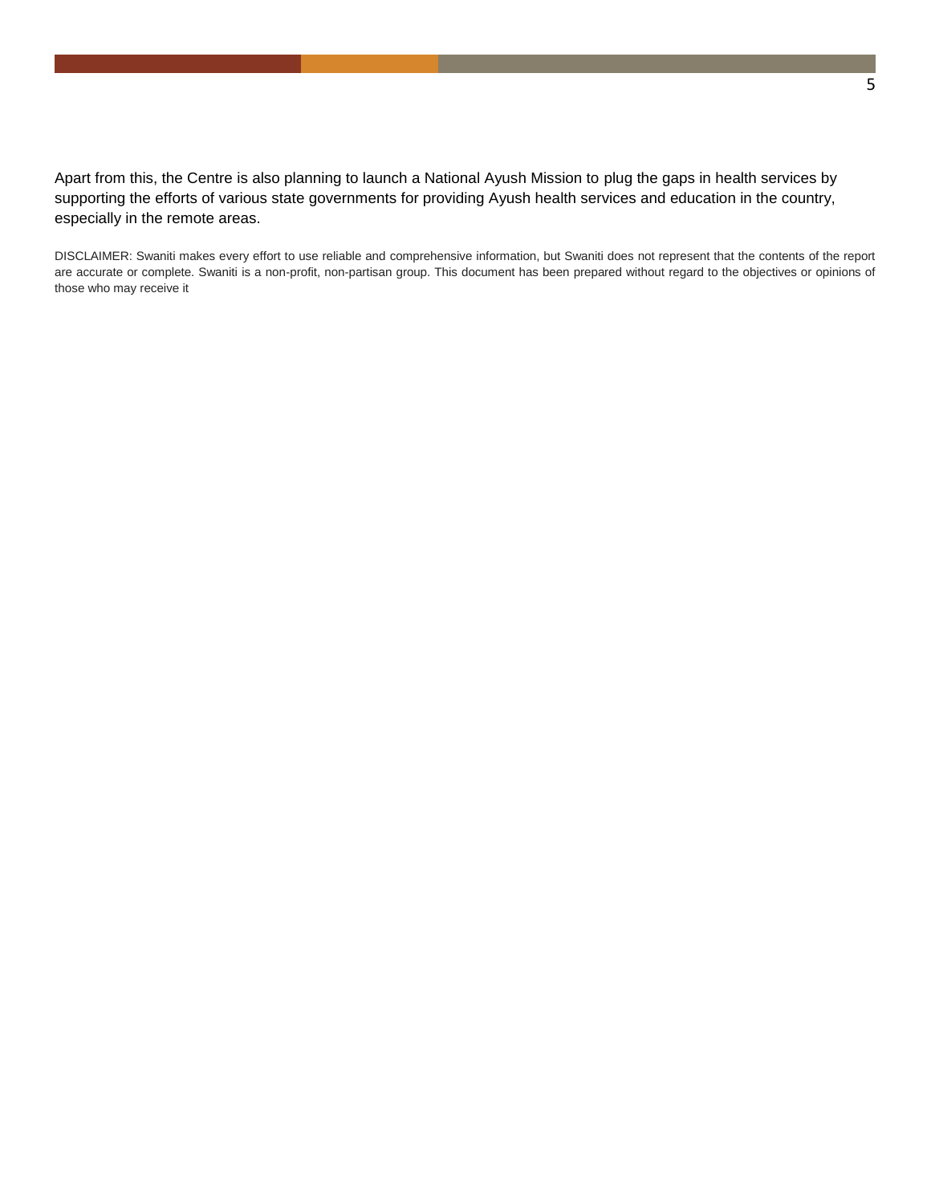Apart from this, the Centre is also planning to launch a National Ayush Mission to plug the gaps in health services by supporting the efforts of various state governments for providing Ayush health services and education in the country, especially in the remote areas.

DISCLAIMER: Swaniti makes every effort to use reliable and comprehensive information, but Swaniti does not represent that the contents of the report are accurate or complete. Swaniti is a non-profit, non-partisan group. This document has been prepared without regard to the objectives or opinions of those who may receive it